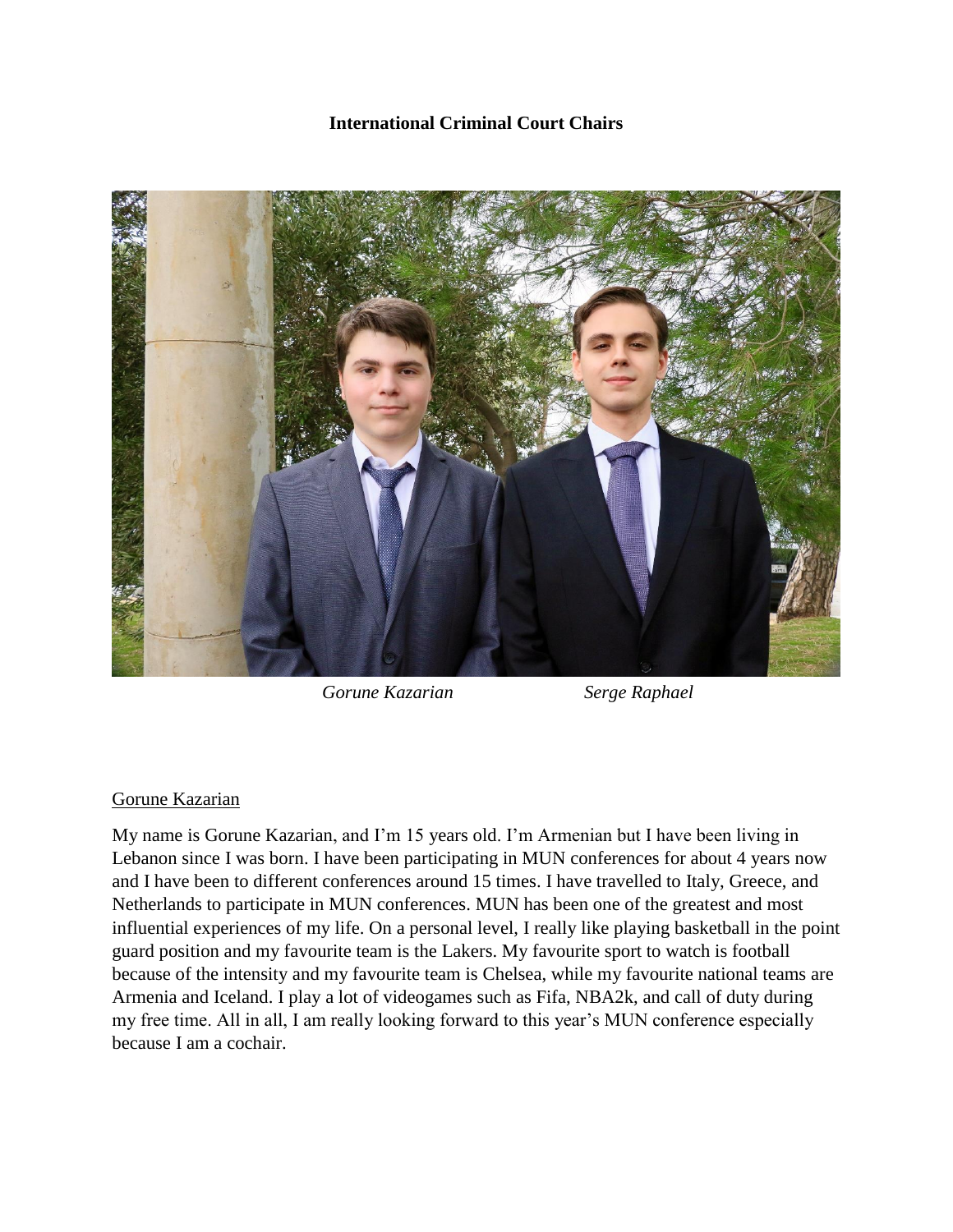**International Criminal Court Chairs**

*Gorune Kazarian* *Serge Raphael*

Gorune Kazarian

My name is Gorune Kazarian, and I'm 15 years old. I'm Armenian but I have been living in Lebanon since I was born. I have been participating in MUN conferences for about 4 years now and I have been to different conferences around 15 times. I have travelled to Italy, Greece, and Netherlands to participate in MUN conferences. MUN has been one of the greatest and most influential experiences of my life. On a personal level, I really like playing basketball in the point guard position and my favourite team is the Lakers. My favourite sport to watch is football because of the intensity and my favourite team is Chelsea, while my favourite national teams are Armenia and Iceland. I play a lot of videogames such as Fifa, NBA2k, and call of duty during my free time. All in all, I am really looking forward to this year's MUN conference especially because I am a cochair.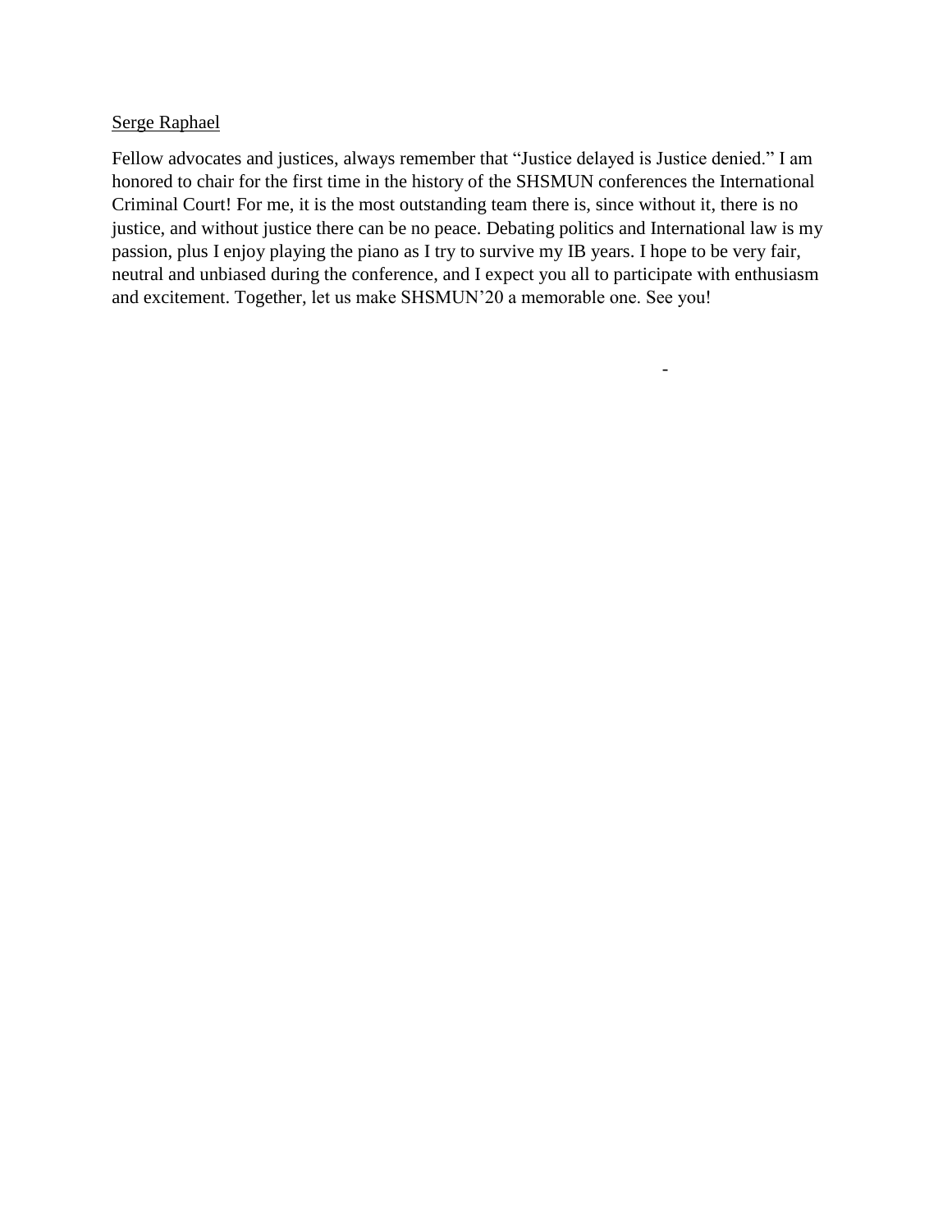Serge Raphael

Fellow advocates and justices, always remember that "Justice delayed is Justice denied." I am honored to chair for the first time in the history of the SHSMUN conferences the International Criminal Court! For me, it is the most outstanding team there is, since without it, there is no justice, and without justice there can be no peace. Debating politics and International law is my passion, plus I enjoy playing the piano as I try to survive my IB years. I hope to be very fair, neutral and unbiased during the conference, and I expect you all to participate with enthusiasm and excitement. Together, let us make SHSMUN'20 a memorable one. See you!

-